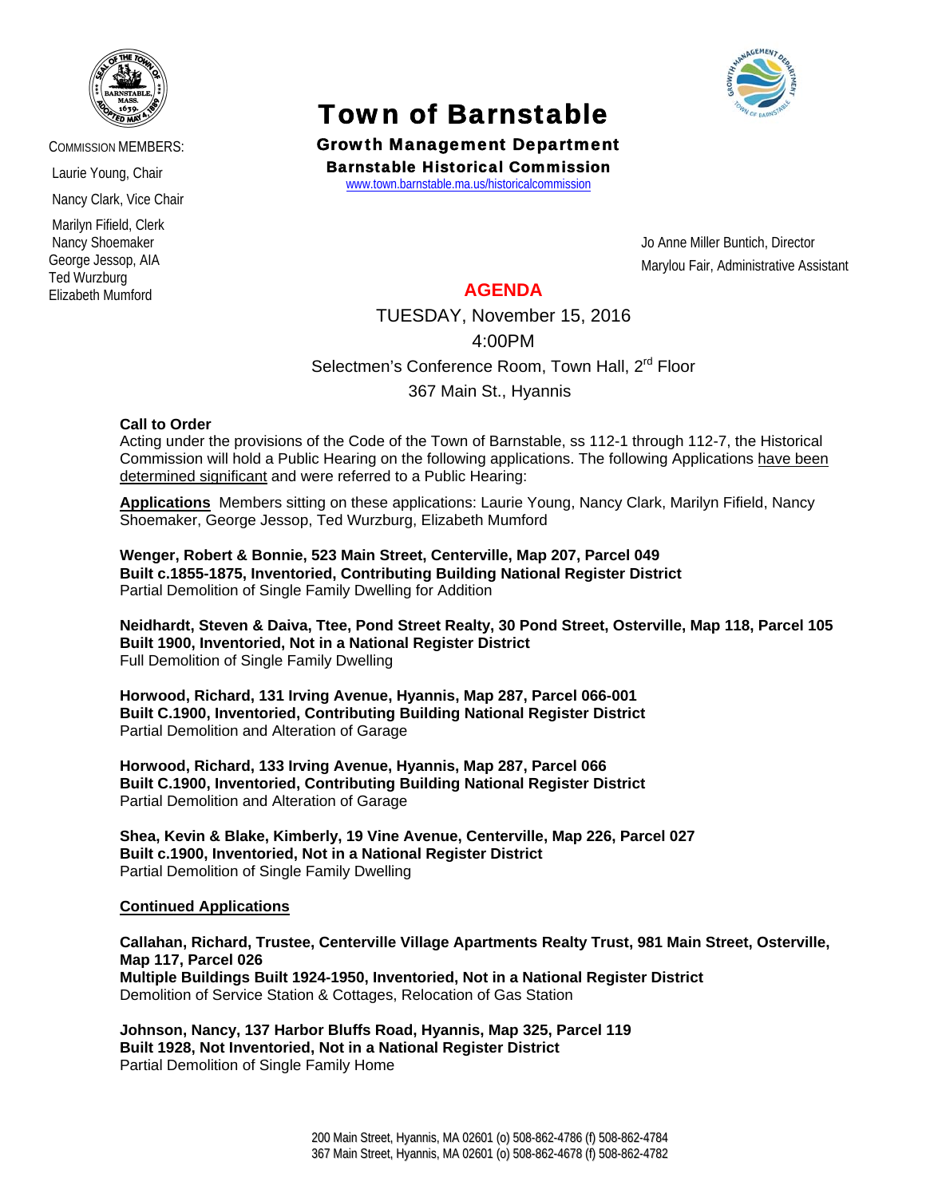# Town of Barnstable

**Growth Management Department**

**Barnstable Historical Commission**

www.town.barnstable.ma.us/historicalcommission

COMMISSION MEMBERS:

Laurie Young, Chair
Nancy Clark, Vice Chair
Marilyn Fifield, Clerk
Nancy Shoemaker
George Jessop, AIA
Ted Wurzburg
Elizabeth Mumford

Jo Anne Miller Buntich, Director
Marylou Fair, Administrative Assistant

## AGENDA

TUESDAY, November 15, 2016

4:00PM

Selectmen's Conference Room, Town Hall, 2rd Floor

367 Main St., Hyannis

**Call to Order**

Acting under the provisions of the Code of the Town of Barnstable, ss 112-1 through 112-7, the Historical Commission will hold a Public Hearing on the following applications. The following Applications have been determined significant and were referred to a Public Hearing:

**Applications** Members sitting on these applications: Laurie Young, Nancy Clark, Marilyn Fifield, Nancy Shoemaker, George Jessop, Ted Wurzburg, Elizabeth Mumford

**Wenger, Robert & Bonnie, 523 Main Street, Centerville, Map 207, Parcel 049**
**Built c.1855-1875, Inventoried, Contributing Building National Register District**
Partial Demolition of Single Family Dwelling for Addition

**Neidhardt, Steven & Daiva, Ttee, Pond Street Realty, 30 Pond Street, Osterville, Map 118, Parcel 105**
**Built 1900, Inventoried, Not in a National Register District**
Full Demolition of Single Family Dwelling

**Horwood, Richard, 131 Irving Avenue, Hyannis, Map 287, Parcel 066-001**
**Built C.1900, Inventoried, Contributing Building National Register District**
Partial Demolition and Alteration of Garage

**Horwood, Richard, 133 Irving Avenue, Hyannis, Map 287, Parcel 066**
**Built C.1900, Inventoried, Contributing Building National Register District**
Partial Demolition and Alteration of Garage

**Shea, Kevin & Blake, Kimberly, 19 Vine Avenue, Centerville, Map 226, Parcel 027**
**Built c.1900, Inventoried, Not in a National Register District**
Partial Demolition of Single Family Dwelling

**Continued Applications**

**Callahan, Richard, Trustee, Centerville Village Apartments Realty Trust, 981 Main Street, Osterville, Map 117, Parcel 026**
**Multiple Buildings Built 1924-1950, Inventoried, Not in a National Register District**
Demolition of Service Station & Cottages, Relocation of Gas Station

**Johnson, Nancy, 137 Harbor Bluffs Road, Hyannis, Map 325, Parcel 119**
**Built 1928, Not Inventoried, Not in a National Register District**
Partial Demolition of Single Family Home

200 Main Street, Hyannis, MA 02601 (o) 508-862-4786 (f) 508-862-4784
367 Main Street, Hyannis, MA 02601 (o) 508-862-4678 (f) 508-862-4782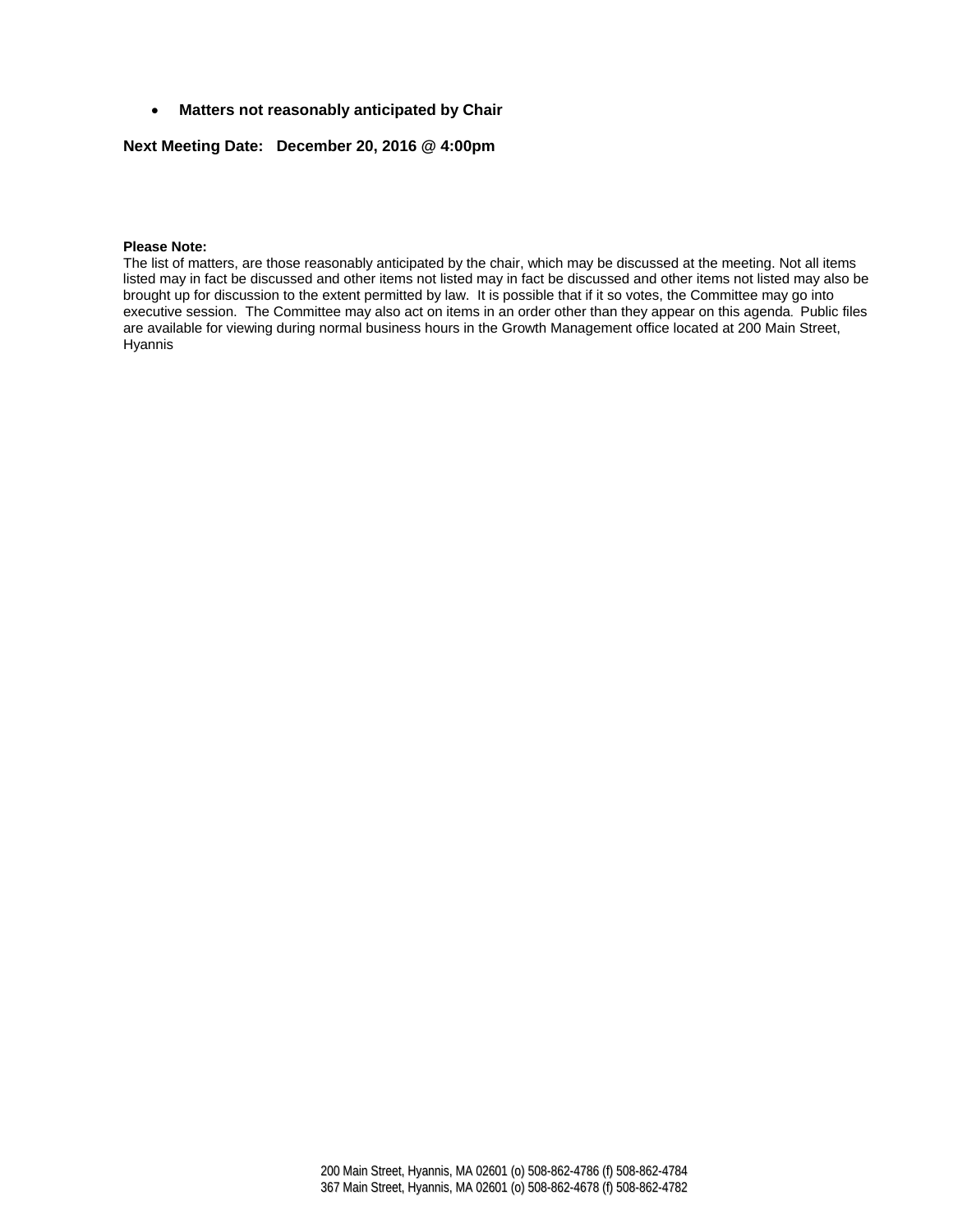- **Matters not reasonably anticipated by Chair**

**Next Meeting Date: December 20, 2016 @ 4:00pm**

**Please Note:**
The list of matters, are those reasonably anticipated by the chair, which may be discussed at the meeting. Not all items listed may in fact be discussed and other items not listed may in fact be discussed and other items not listed may also be brought up for discussion to the extent permitted by law. It is possible that if it so votes, the Committee may go into executive session. The Committee may also act on items in an order other than they appear on this agenda. Public files are available for viewing during normal business hours in the Growth Management office located at 200 Main Street, Hyannis

200 Main Street, Hyannis, MA 02601 (o) 508-862-4786 (f) 508-862-4784
367 Main Street, Hyannis, MA 02601 (o) 508-862-4678 (f) 508-862-4782